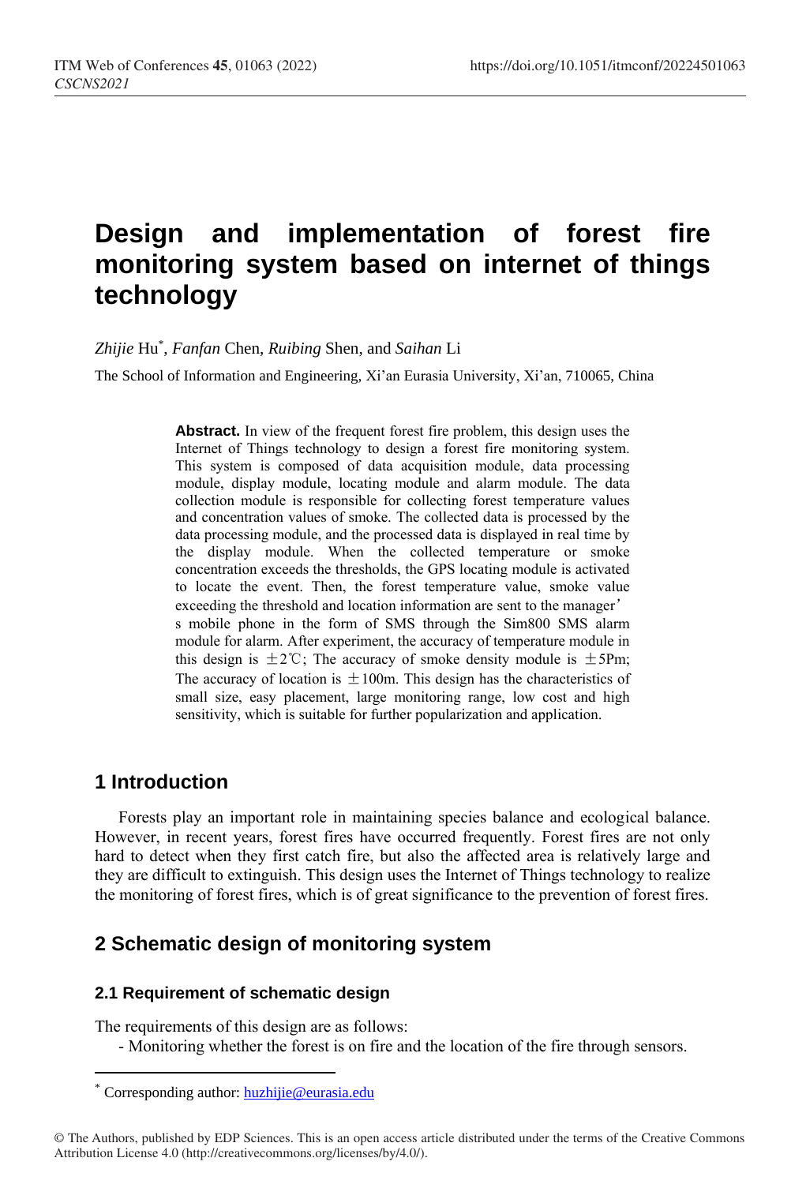# Design and implementation of forest fire monitoring system based on internet of things technology

*Zhijie* Hu[*], *Fanfan* Chen, *Ruibing* Shen, and *Saihan* Li

The School of Information and Engineering, Xi'an Eurasia University, Xi'an, 710065, China

**Abstract.** In view of the frequent forest fire problem, this design uses the Internet of Things technology to design a forest fire monitoring system. This system is composed of data acquisition module, data processing module, display module, locating module and alarm module. The data collection module is responsible for collecting forest temperature values and concentration values of smoke. The collected data is processed by the data processing module, and the processed data is displayed in real time by the display module. When the collected temperature or smoke concentration exceeds the thresholds, the GPS locating module is activated to locate the event. Then, the forest temperature value, smoke value exceeding the threshold and location information are sent to the manager's mobile phone in the form of SMS through the Sim800 SMS alarm module for alarm. After experiment, the accuracy of temperature module in this design is ±2℃; The accuracy of smoke density module is ±5Pm; The accuracy of location is ±100m. This design has the characteristics of small size, easy placement, large monitoring range, low cost and high sensitivity, which is suitable for further popularization and application.

## 1 Introduction

Forests play an important role in maintaining species balance and ecological balance. However, in recent years, forest fires have occurred frequently. Forest fires are not only hard to detect when they first catch fire, but also the affected area is relatively large and they are difficult to extinguish. This design uses the Internet of Things technology to realize the monitoring of forest fires, which is of great significance to the prevention of forest fires.

## 2 Schematic design of monitoring system

### 2.1 Requirement of schematic design

The requirements of this design are as follows:

- Monitoring whether the forest is on fire and the location of the fire through sensors.

[*] Corresponding author: huzhijie@eurasia.edu

© The Authors, published by EDP Sciences. This is an open access article distributed under the terms of the Creative Commons Attribution License 4.0 (http://creativecommons.org/licenses/by/4.0/).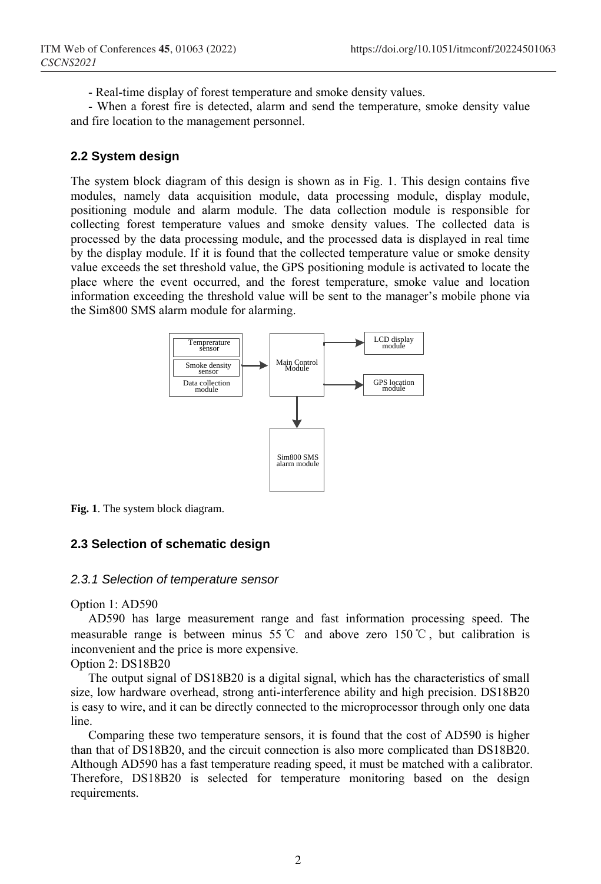- Real-time display of forest temperature and smoke density values.

- When a forest fire is detected, alarm and send the temperature, smoke density value and fire location to the management personnel.

### 2.2 System design

The system block diagram of this design is shown as in Fig. 1. This design contains five modules, namely data acquisition module, data processing module, display module, positioning module and alarm module. The data collection module is responsible for collecting forest temperature values and smoke density values. The collected data is processed by the data processing module, and the processed data is displayed in real time by the display module. If it is found that the collected temperature value or smoke density value exceeds the set threshold value, the GPS positioning module is activated to locate the place where the event occurred, and the forest temperature, smoke value and location information exceeding the threshold value will be sent to the manager's mobile phone via the Sim800 SMS alarm module for alarming.

Fig. 1. The system block diagram.

### 2.3 Selection of schematic design

#### 2.3.1 Selection of temperature sensor

Option 1: AD590

AD590 has large measurement range and fast information processing speed. The measurable range is between minus 55 ℃ and above zero 150 ℃, but calibration is inconvenient and the price is more expensive.

Option 2: DS18B20

The output signal of DS18B20 is a digital signal, which has the characteristics of small size, low hardware overhead, strong anti-interference ability and high precision. DS18B20 is easy to wire, and it can be directly connected to the microprocessor through only one data line.

Comparing these two temperature sensors, it is found that the cost of AD590 is higher than that of DS18B20, and the circuit connection is also more complicated than DS18B20. Although AD590 has a fast temperature reading speed, it must be matched with a calibrator. Therefore, DS18B20 is selected for temperature monitoring based on the design requirements.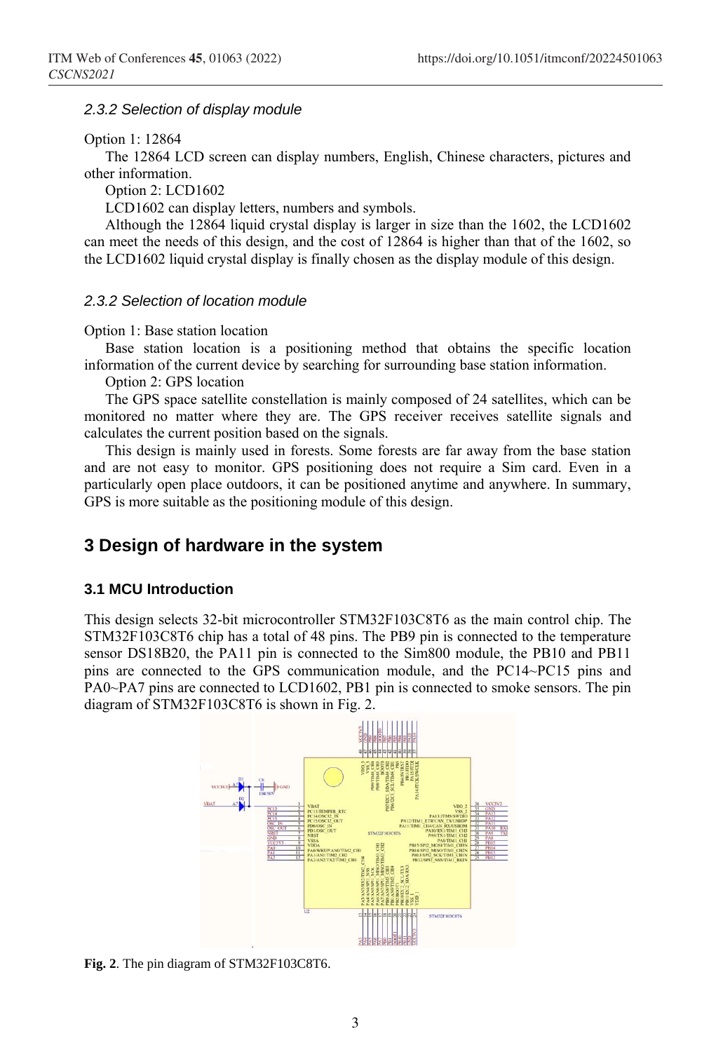#### 2.3.2 Selection of display module

Option 1: 12864

The 12864 LCD screen can display numbers, English, Chinese characters, pictures and other information.

Option 2: LCD1602

LCD1602 can display letters, numbers and symbols.

Although the 12864 liquid crystal display is larger in size than the 1602, the LCD1602 can meet the needs of this design, and the cost of 12864 is higher than that of the 1602, so the LCD1602 liquid crystal display is finally chosen as the display module of this design.

#### 2.3.2 Selection of location module

Option 1: Base station location

Base station location is a positioning method that obtains the specific location information of the current device by searching for surrounding base station information.

Option 2: GPS location

The GPS space satellite constellation is mainly composed of 24 satellites, which can be monitored no matter where they are. The GPS receiver receives satellite signals and calculates the current position based on the signals.

This design is mainly used in forests. Some forests are far away from the base station and are not easy to monitor. GPS positioning does not require a Sim card. Even in a particularly open place outdoors, it can be positioned anytime and anywhere. In summary, GPS is more suitable as the positioning module of this design.

## 3 Design of hardware in the system

### 3.1 MCU Introduction

This design selects 32-bit microcontroller STM32F103C8T6 as the main control chip. The STM32F103C8T6 chip has a total of 48 pins. The PB9 pin is connected to the temperature sensor DS18B20, the PA11 pin is connected to the Sim800 module, the PB10 and PB11 pins are connected to the GPS communication module, and the PC14~PC15 pins and PA0~PA7 pins are connected to LCD1602, PB1 pin is connected to smoke sensors. The pin diagram of STM32F103C8T6 is shown in Fig. 2.

**Fig. 2**. The pin diagram of STM32F103C8T6.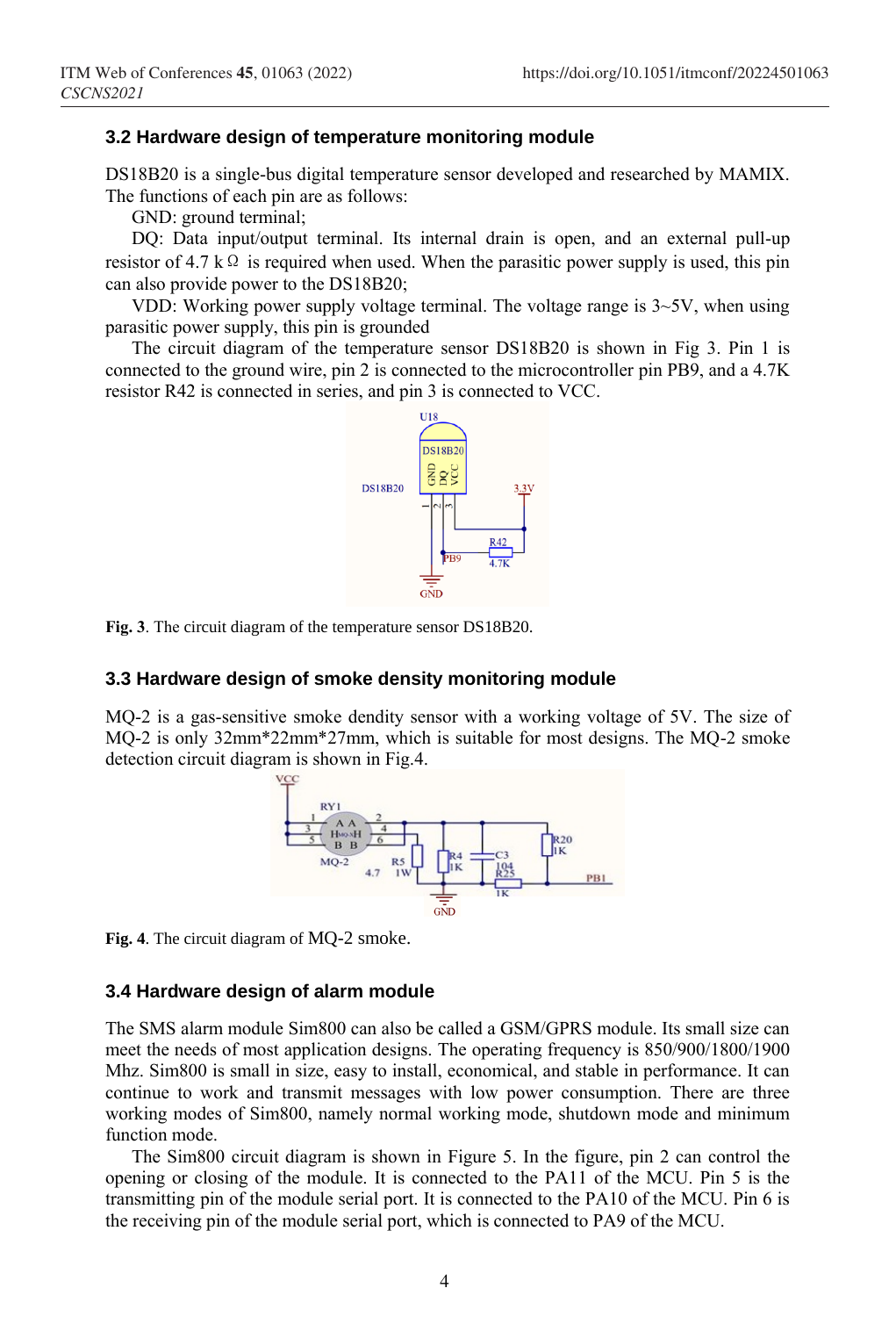### 3.2 Hardware design of temperature monitoring module

DS18B20 is a single-bus digital temperature sensor developed and researched by MAMIX. The functions of each pin are as follows:

GND: ground terminal;

DQ: Data input/output terminal. Its internal drain is open, and an external pull-up resistor of 4.7 kΩ is required when used. When the parasitic power supply is used, this pin can also provide power to the DS18B20;

VDD: Working power supply voltage terminal. The voltage range is 3~5V, when using parasitic power supply, this pin is grounded

The circuit diagram of the temperature sensor DS18B20 is shown in Fig 3. Pin 1 is connected to the ground wire, pin 2 is connected to the microcontroller pin PB9, and a 4.7K resistor R42 is connected in series, and pin 3 is connected to VCC.

**Fig. 3**. The circuit diagram of the temperature sensor DS18B20.

### 3.3 Hardware design of smoke density monitoring module

MQ-2 is a gas-sensitive smoke dendity sensor with a working voltage of 5V. The size of MQ-2 is only 32mm\*22mm\*27mm, which is suitable for most designs. The MQ-2 smoke detection circuit diagram is shown in Fig.4.

**Fig. 4**. The circuit diagram of MQ-2 smoke.

### 3.4 Hardware design of alarm module

The SMS alarm module Sim800 can also be called a GSM/GPRS module. Its small size can meet the needs of most application designs. The operating frequency is 850/900/1800/1900 Mhz. Sim800 is small in size, easy to install, economical, and stable in performance. It can continue to work and transmit messages with low power consumption. There are three working modes of Sim800, namely normal working mode, shutdown mode and minimum function mode.

The Sim800 circuit diagram is shown in Figure 5. In the figure, pin 2 can control the opening or closing of the module. It is connected to the PA11 of the MCU. Pin 5 is the transmitting pin of the module serial port. It is connected to the PA10 of the MCU. Pin 6 is the receiving pin of the module serial port, which is connected to PA9 of the MCU.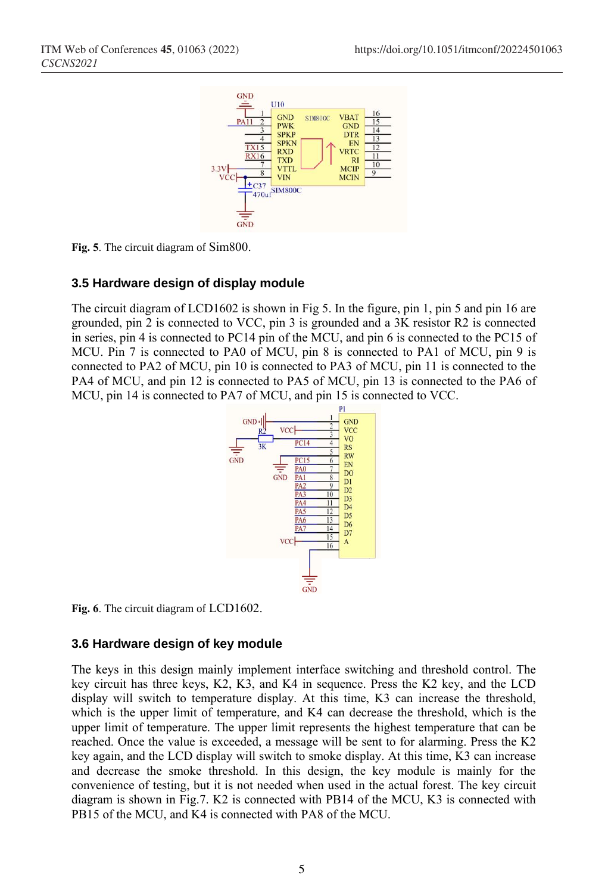Fig. 5. The circuit diagram of Sim800.

### 3.5 Hardware design of display module

The circuit diagram of LCD1602 is shown in Fig 5. In the figure, pin 1, pin 5 and pin 16 are grounded, pin 2 is connected to VCC, pin 3 is grounded and a 3K resistor R2 is connected in series, pin 4 is connected to PC14 pin of the MCU, and pin 6 is connected to the PC15 of MCU. Pin 7 is connected to PA0 of MCU, pin 8 is connected to PA1 of MCU, pin 9 is connected to PA2 of MCU, pin 10 is connected to PA3 of MCU, pin 11 is connected to the PA4 of MCU, and pin 12 is connected to PA5 of MCU, pin 13 is connected to the PA6 of MCU, pin 14 is connected to PA7 of MCU, and pin 15 is connected to VCC.

Fig. 6. The circuit diagram of LCD1602.

### 3.6 Hardware design of key module

The keys in this design mainly implement interface switching and threshold control. The key circuit has three keys, K2, K3, and K4 in sequence. Press the K2 key, and the LCD display will switch to temperature display. At this time, K3 can increase the threshold, which is the upper limit of temperature, and K4 can decrease the threshold, which is the upper limit of temperature. The upper limit represents the highest temperature that can be reached. Once the value is exceeded, a message will be sent to for alarming. Press the K2 key again, and the LCD display will switch to smoke display. At this time, K3 can increase and decrease the smoke threshold. In this design, the key module is mainly for the convenience of testing, but it is not needed when used in the actual forest. The key circuit diagram is shown in Fig.7. K2 is connected with PB14 of the MCU, K3 is connected with PB15 of the MCU, and K4 is connected with PA8 of the MCU.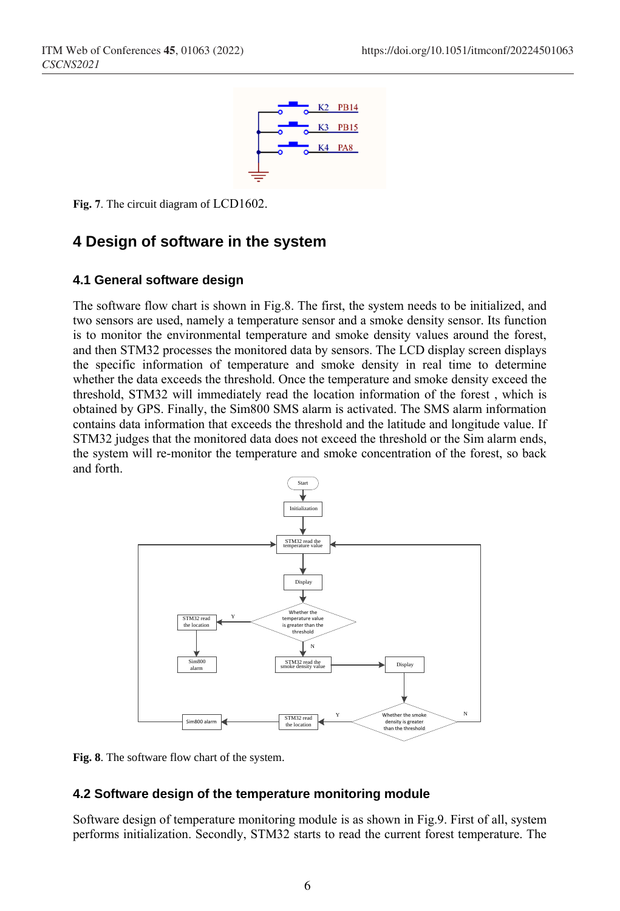Fig. 7. The circuit diagram of LCD1602.

## 4 Design of software in the system

### 4.1 General software design

The software flow chart is shown in Fig.8. The first, the system needs to be initialized, and two sensors are used, namely a temperature sensor and a smoke density sensor. Its function is to monitor the environmental temperature and smoke density values around the forest, and then STM32 processes the monitored data by sensors. The LCD display screen displays the specific information of temperature and smoke density in real time to determine whether the data exceeds the threshold. Once the temperature and smoke density exceed the threshold, STM32 will immediately read the location information of the forest , which is obtained by GPS. Finally, the Sim800 SMS alarm is activated. The SMS alarm information contains data information that exceeds the threshold and the latitude and longitude value. If STM32 judges that the monitored data does not exceed the threshold or the Sim alarm ends, the system will re-monitor the temperature and smoke concentration of the forest, so back and forth.

Fig. 8. The software flow chart of the system.

### 4.2 Software design of the temperature monitoring module

Software design of temperature monitoring module is as shown in Fig.9. First of all, system performs initialization. Secondly, STM32 starts to read the current forest temperature. The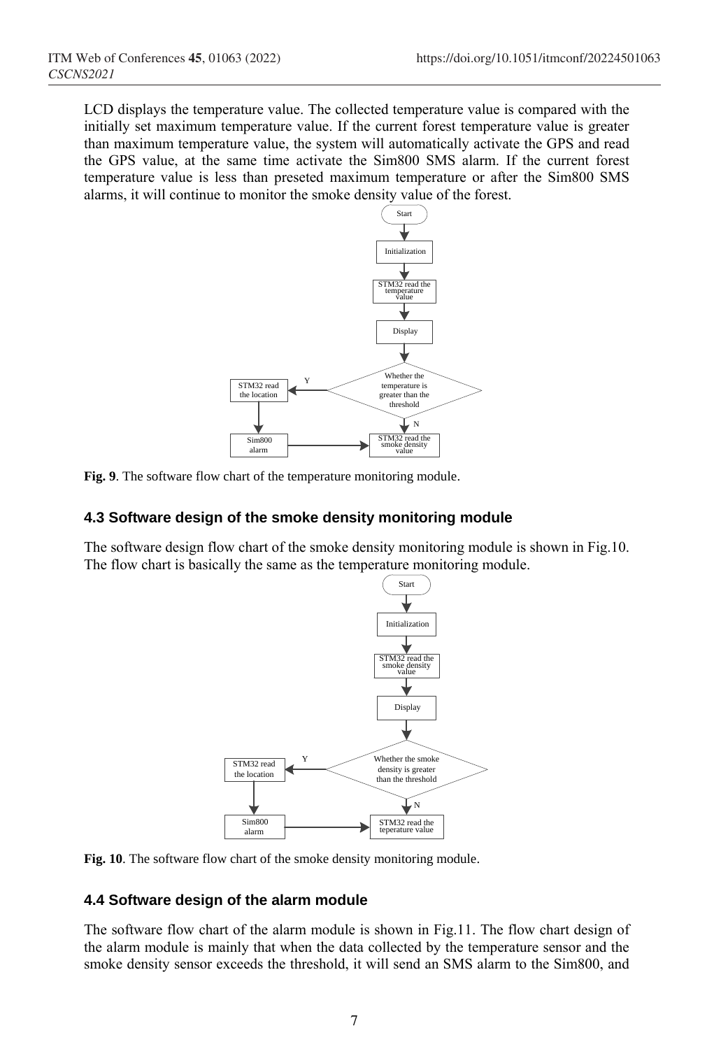LCD displays the temperature value. The collected temperature value is compared with the initially set maximum temperature value. If the current forest temperature value is greater than maximum temperature value, the system will automatically activate the GPS and read the GPS value, at the same time activate the Sim800 SMS alarm. If the current forest temperature value is less than preseted maximum temperature or after the Sim800 SMS alarms, it will continue to monitor the smoke density value of the forest.

**Fig. 9**. The software flow chart of the temperature monitoring module.

### 4.3 Software design of the smoke density monitoring module

The software design flow chart of the smoke density monitoring module is shown in Fig.10. The flow chart is basically the same as the temperature monitoring module.

**Fig. 10**. The software flow chart of the smoke density monitoring module.

### 4.4 Software design of the alarm module

The software flow chart of the alarm module is shown in Fig.11. The flow chart design of the alarm module is mainly that when the data collected by the temperature sensor and the smoke density sensor exceeds the threshold, it will send an SMS alarm to the Sim800, and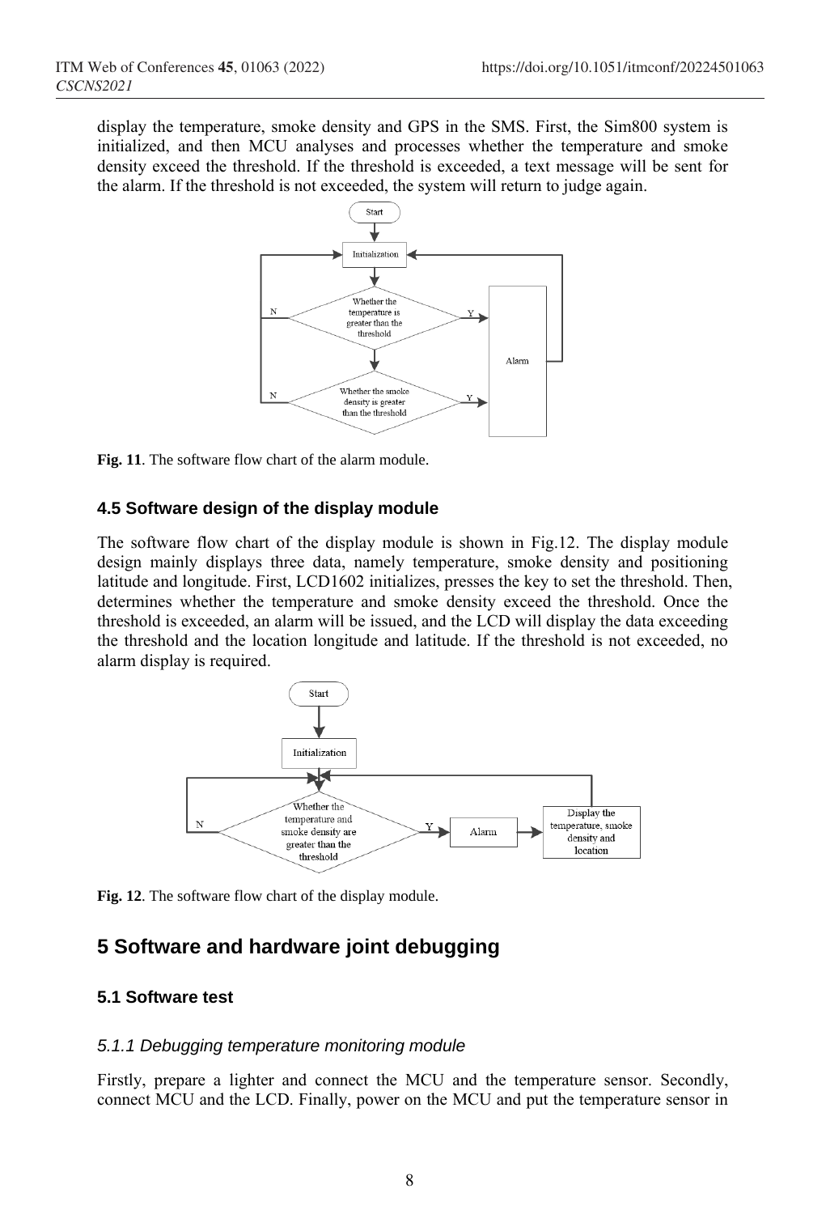display the temperature, smoke density and GPS in the SMS. First, the Sim800 system is initialized, and then MCU analyses and processes whether the temperature and smoke density exceed the threshold. If the threshold is exceeded, a text message will be sent for the alarm. If the threshold is not exceeded, the system will return to judge again.

**Fig. 11**. The software flow chart of the alarm module.

### 4.5 Software design of the display module

The software flow chart of the display module is shown in Fig.12. The display module design mainly displays three data, namely temperature, smoke density and positioning latitude and longitude. First, LCD1602 initializes, presses the key to set the threshold. Then, determines whether the temperature and smoke density exceed the threshold. Once the threshold is exceeded, an alarm will be issued, and the LCD will display the data exceeding the threshold and the location longitude and latitude. If the threshold is not exceeded, no alarm display is required.

**Fig. 12**. The software flow chart of the display module.

## 5 Software and hardware joint debugging

### 5.1 Software test

#### *5.1.1 Debugging temperature monitoring module*

Firstly, prepare a lighter and connect the MCU and the temperature sensor. Secondly, connect MCU and the LCD. Finally, power on the MCU and put the temperature sensor in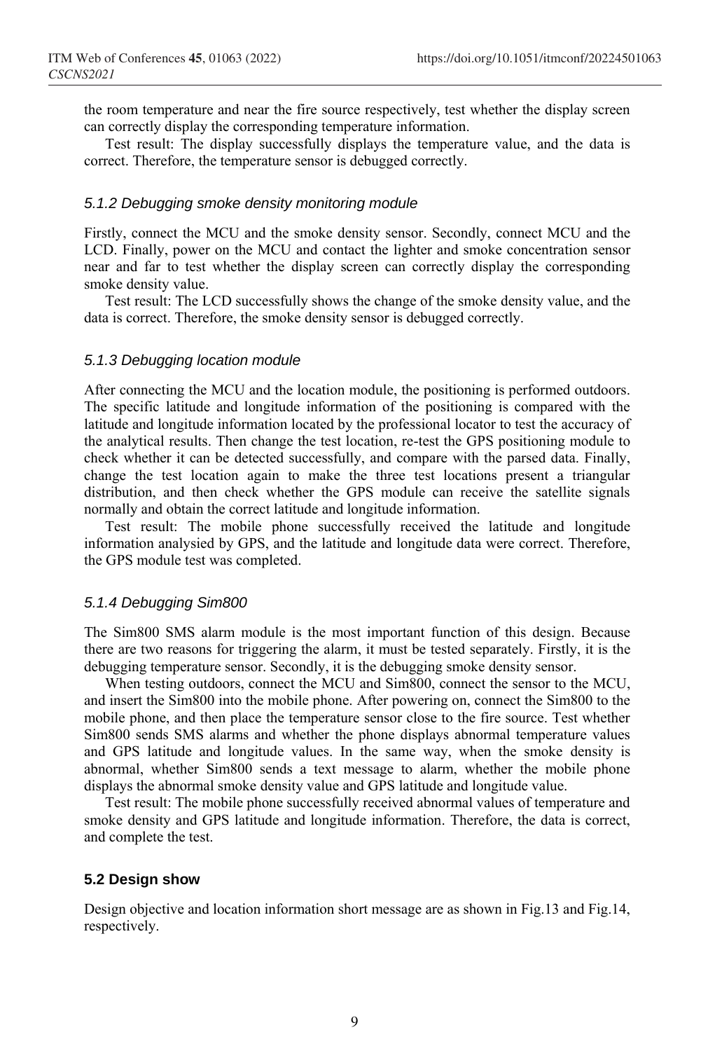the room temperature and near the fire source respectively, test whether the display screen can correctly display the corresponding temperature information.

Test result: The display successfully displays the temperature value, and the data is correct. Therefore, the temperature sensor is debugged correctly.

#### *5.1.2 Debugging smoke density monitoring module*

Firstly, connect the MCU and the smoke density sensor. Secondly, connect MCU and the LCD. Finally, power on the MCU and contact the lighter and smoke concentration sensor near and far to test whether the display screen can correctly display the corresponding smoke density value.

Test result: The LCD successfully shows the change of the smoke density value, and the data is correct. Therefore, the smoke density sensor is debugged correctly.

#### *5.1.3 Debugging location module*

After connecting the MCU and the location module, the positioning is performed outdoors. The specific latitude and longitude information of the positioning is compared with the latitude and longitude information located by the professional locator to test the accuracy of the analytical results. Then change the test location, re-test the GPS positioning module to check whether it can be detected successfully, and compare with the parsed data. Finally, change the test location again to make the three test locations present a triangular distribution, and then check whether the GPS module can receive the satellite signals normally and obtain the correct latitude and longitude information.

Test result: The mobile phone successfully received the latitude and longitude information analysied by GPS, and the latitude and longitude data were correct. Therefore, the GPS module test was completed.

#### *5.1.4 Debugging Sim800*

The Sim800 SMS alarm module is the most important function of this design. Because there are two reasons for triggering the alarm, it must be tested separately. Firstly, it is the debugging temperature sensor. Secondly, it is the debugging smoke density sensor.

When testing outdoors, connect the MCU and Sim800, connect the sensor to the MCU, and insert the Sim800 into the mobile phone. After powering on, connect the Sim800 to the mobile phone, and then place the temperature sensor close to the fire source. Test whether Sim800 sends SMS alarms and whether the phone displays abnormal temperature values and GPS latitude and longitude values. In the same way, when the smoke density is abnormal, whether Sim800 sends a text message to alarm, whether the mobile phone displays the abnormal smoke density value and GPS latitude and longitude value.

Test result: The mobile phone successfully received abnormal values of temperature and smoke density and GPS latitude and longitude information. Therefore, the data is correct, and complete the test.

### 5.2 Design show

Design objective and location information short message are as shown in Fig.13 and Fig.14, respectively.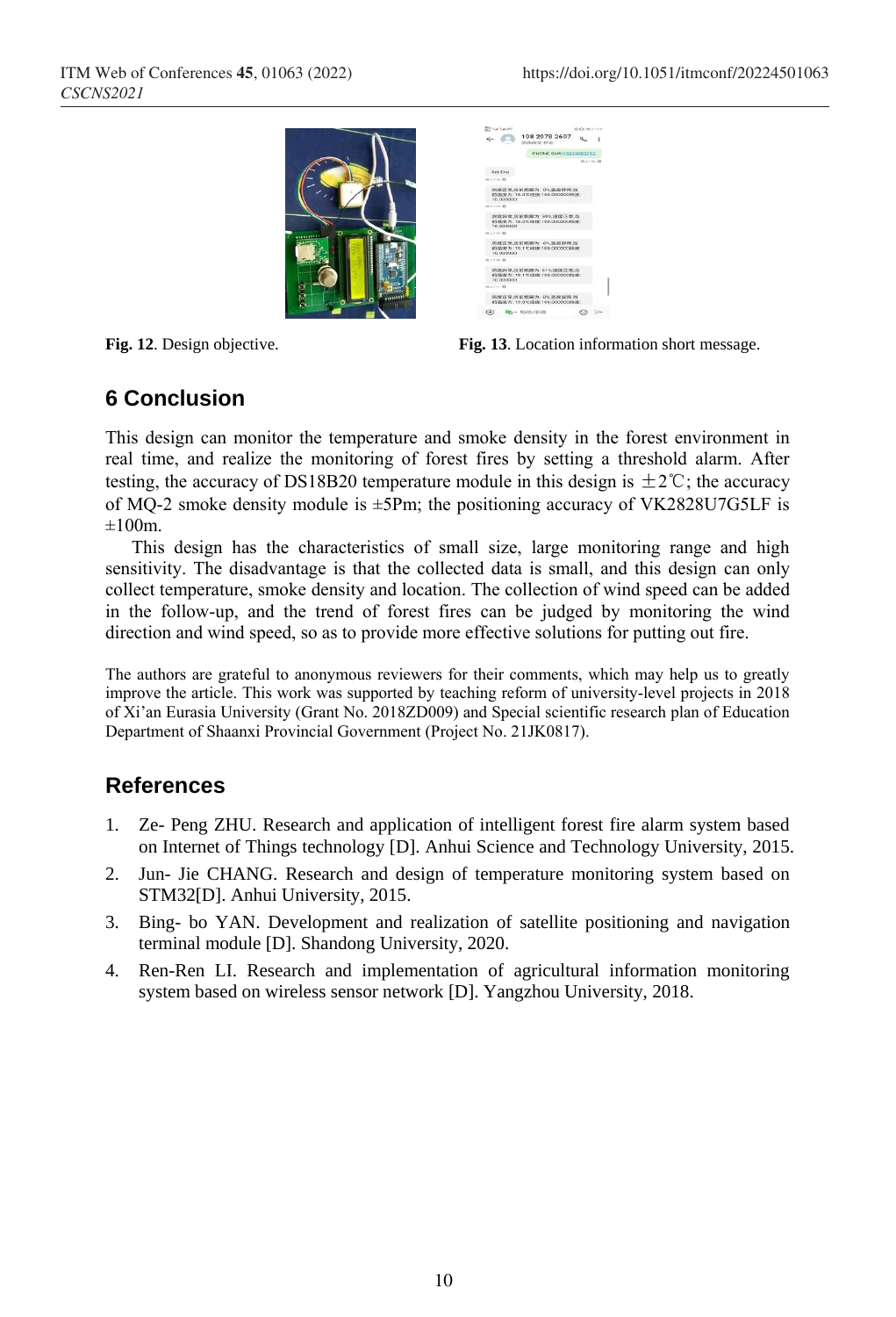Fig. 12. Design objective.

Fig. 13. Location information short message.

## 6 Conclusion

This design can monitor the temperature and smoke density in the forest environment in real time, and realize the monitoring of forest fires by setting a threshold alarm. After testing, the accuracy of DS18B20 temperature module in this design is ±2℃; the accuracy of MQ-2 smoke density module is ±5Pm; the positioning accuracy of VK2828U7G5LF is ±100m.

This design has the characteristics of small size, large monitoring range and high sensitivity. The disadvantage is that the collected data is small, and this design can only collect temperature, smoke density and location. The collection of wind speed can be added in the follow-up, and the trend of forest fires can be judged by monitoring the wind direction and wind speed, so as to provide more effective solutions for putting out fire.

The authors are grateful to anonymous reviewers for their comments, which may help us to greatly improve the article. This work was supported by teaching reform of university-level projects in 2018 of Xi'an Eurasia University (Grant No. 2018ZD009) and Special scientific research plan of Education Department of Shaanxi Provincial Government (Project No. 21JK0817).

## References

1. Ze- Peng ZHU. Research and application of intelligent forest fire alarm system based on Internet of Things technology [D]. Anhui Science and Technology University, 2015.
2. Jun- Jie CHANG. Research and design of temperature monitoring system based on STM32[D]. Anhui University, 2015.
3. Bing- bo YAN. Development and realization of satellite positioning and navigation terminal module [D]. Shandong University, 2020.
4. Ren-Ren LI. Research and implementation of agricultural information monitoring system based on wireless sensor network [D]. Yangzhou University, 2018.